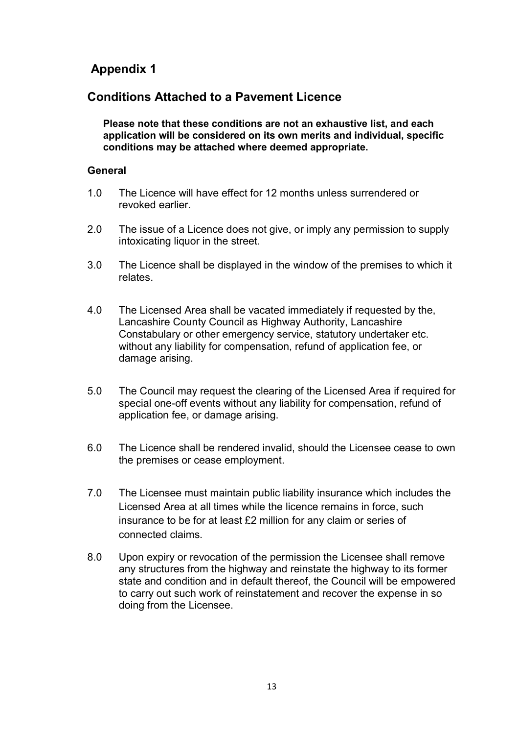# Appendix 1

## Conditions Attached to a Pavement Licence

**Please note that these conditions are not an exhaustive list, and each application will be considered on its own merits and individual, specific conditions may be attached where deemed appropriate.**

### General

1.0 The Licence will have effect for 12 months unless surrendered or revoked earlier.

2.0 The issue of a Licence does not give, or imply any permission to supply intoxicating liquor in the street.

3.0 The Licence shall be displayed in the window of the premises to which it relates.

4.0 The Licensed Area shall be vacated immediately if requested by the, Lancashire County Council as Highway Authority, Lancashire Constabulary or other emergency service, statutory undertaker etc. without any liability for compensation, refund of application fee, or damage arising.

5.0 The Council may request the clearing of the Licensed Area if required for special one-off events without any liability for compensation, refund of application fee, or damage arising.

6.0 The Licence shall be rendered invalid, should the Licensee cease to own the premises or cease employment.

7.0 The Licensee must maintain public liability insurance which includes the Licensed Area at all times while the licence remains in force, such insurance to be for at least £2 million for any claim or series of connected claims.

8.0 Upon expiry or revocation of the permission the Licensee shall remove any structures from the highway and reinstate the highway to its former state and condition and in default thereof, the Council will be empowered to carry out such work of reinstatement and recover the expense in so doing from the Licensee.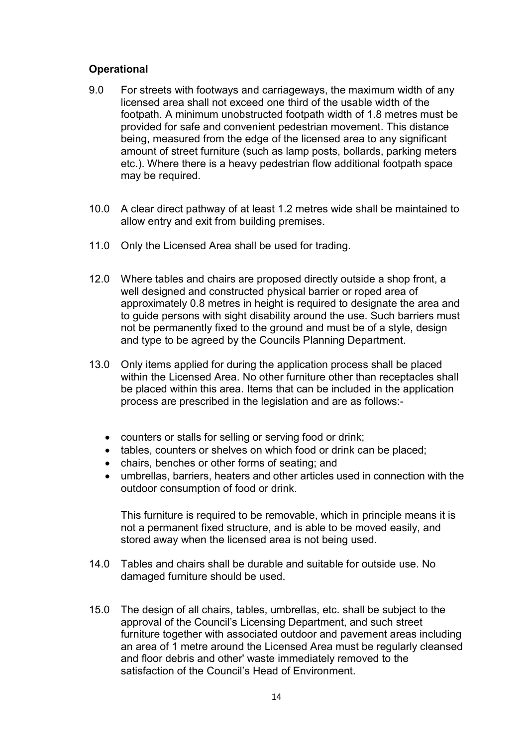### Operational

9.0 For streets with footways and carriageways, the maximum width of any licensed area shall not exceed one third of the usable width of the footpath. A minimum unobstructed footpath width of 1.8 metres must be provided for safe and convenient pedestrian movement. This distance being, measured from the edge of the licensed area to any significant amount of street furniture (such as lamp posts, bollards, parking meters etc.). Where there is a heavy pedestrian flow additional footpath space may be required.

10.0 A clear direct pathway of at least 1.2 metres wide shall be maintained to allow entry and exit from building premises.

11.0 Only the Licensed Area shall be used for trading.

12.0 Where tables and chairs are proposed directly outside a shop front, a well designed and constructed physical barrier or roped area of approximately 0.8 metres in height is required to designate the area and to guide persons with sight disability around the use. Such barriers must not be permanently fixed to the ground and must be of a style, design and type to be agreed by the Councils Planning Department.

13.0 Only items applied for during the application process shall be placed within the Licensed Area. No other furniture other than receptacles shall be placed within this area. Items that can be included in the application process are prescribed in the legislation and are as follows:-

- counters or stalls for selling or serving food or drink;
- tables, counters or shelves on which food or drink can be placed;
- chairs, benches or other forms of seating; and
- umbrellas, barriers, heaters and other articles used in connection with the outdoor consumption of food or drink.

This furniture is required to be removable, which in principle means it is not a permanent fixed structure, and is able to be moved easily, and stored away when the licensed area is not being used.

14.0 Tables and chairs shall be durable and suitable for outside use. No damaged furniture should be used.

15.0 The design of all chairs, tables, umbrellas, etc. shall be subject to the approval of the Council's Licensing Department, and such street furniture together with associated outdoor and pavement areas including an area of 1 metre around the Licensed Area must be regularly cleansed and floor debris and other' waste immediately removed to the satisfaction of the Council's Head of Environment.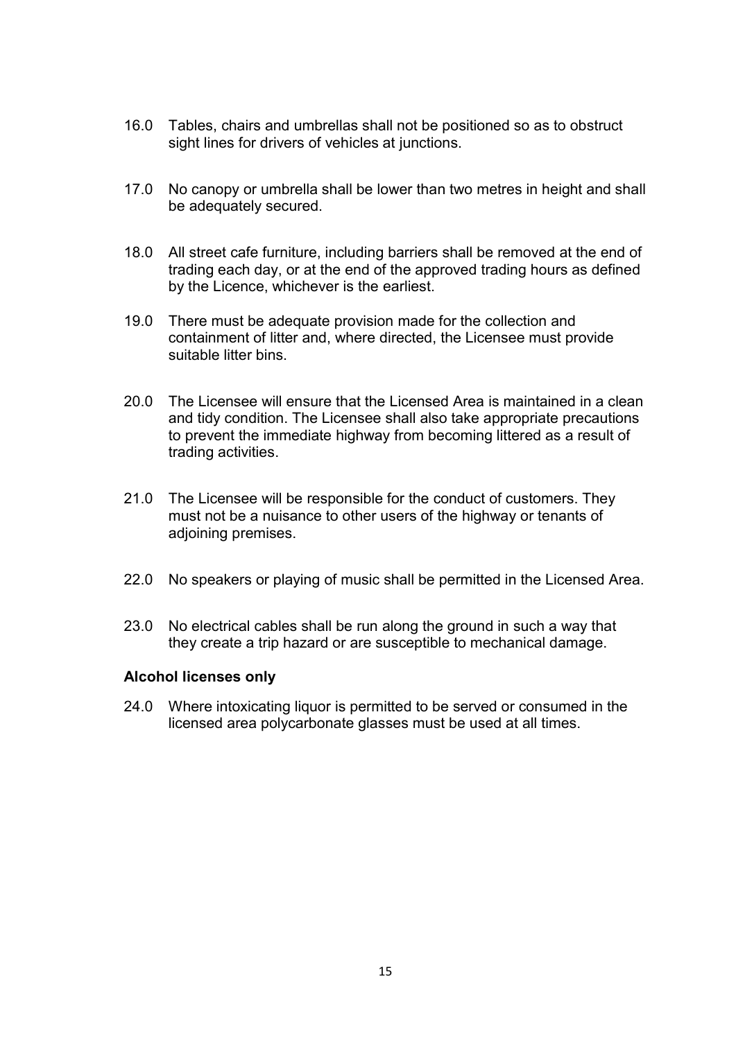16.0 Tables, chairs and umbrellas shall not be positioned so as to obstruct sight lines for drivers of vehicles at junctions.

17.0 No canopy or umbrella shall be lower than two metres in height and shall be adequately secured.

18.0 All street cafe furniture, including barriers shall be removed at the end of trading each day, or at the end of the approved trading hours as defined by the Licence, whichever is the earliest.

19.0 There must be adequate provision made for the collection and containment of litter and, where directed, the Licensee must provide suitable litter bins.

20.0 The Licensee will ensure that the Licensed Area is maintained in a clean and tidy condition. The Licensee shall also take appropriate precautions to prevent the immediate highway from becoming littered as a result of trading activities.

21.0 The Licensee will be responsible for the conduct of customers. They must not be a nuisance to other users of the highway or tenants of adjoining premises.

22.0 No speakers or playing of music shall be permitted in the Licensed Area.

23.0 No electrical cables shall be run along the ground in such a way that they create a trip hazard or are susceptible to mechanical damage.

**Alcohol licenses only**

24.0 Where intoxicating liquor is permitted to be served or consumed in the licensed area polycarbonate glasses must be used at all times.